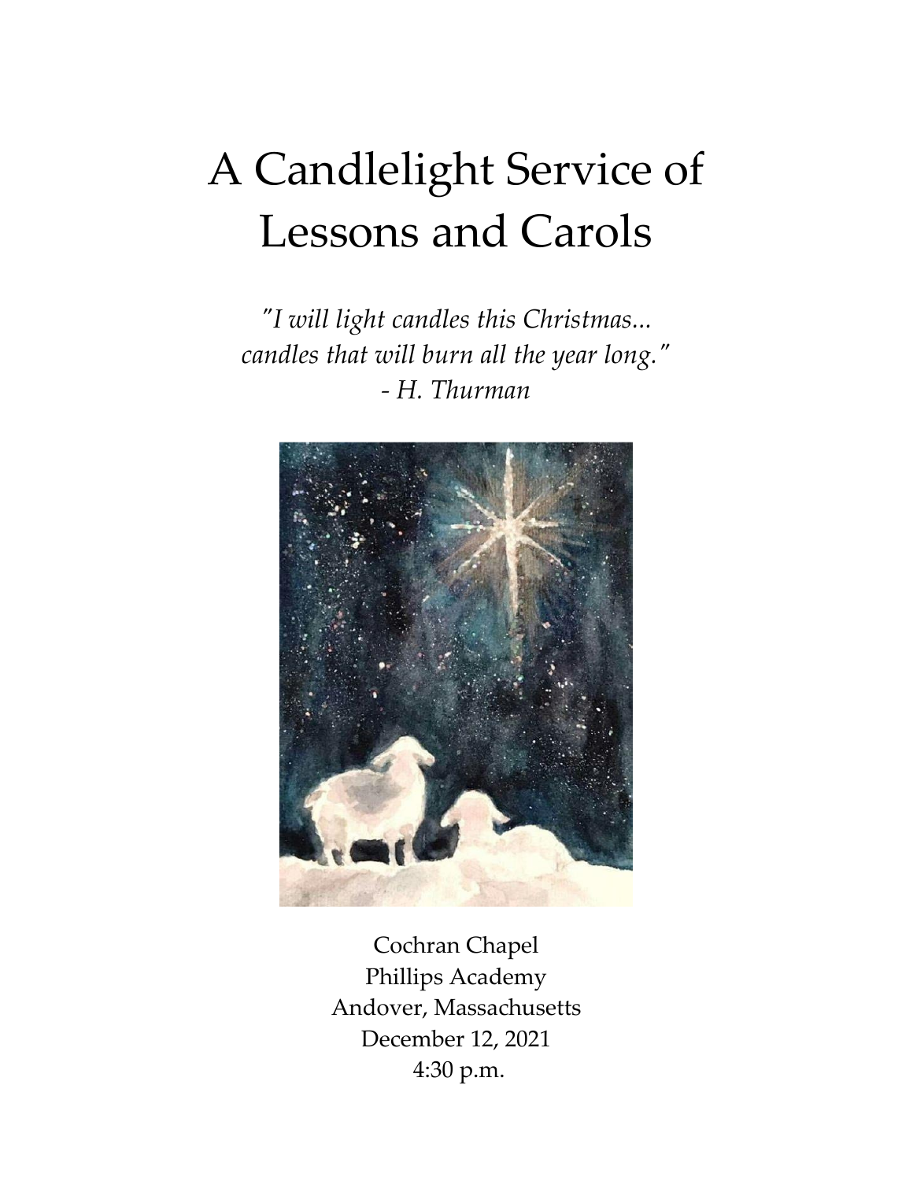# A Candlelight Service of Lessons and Carols

*"I will light candles this Christmas...*
*candles that will burn all the year long."*
*- H. Thurman*

Cochran Chapel
Phillips Academy
Andover, Massachusetts
December 12, 2021
4:30 p.m.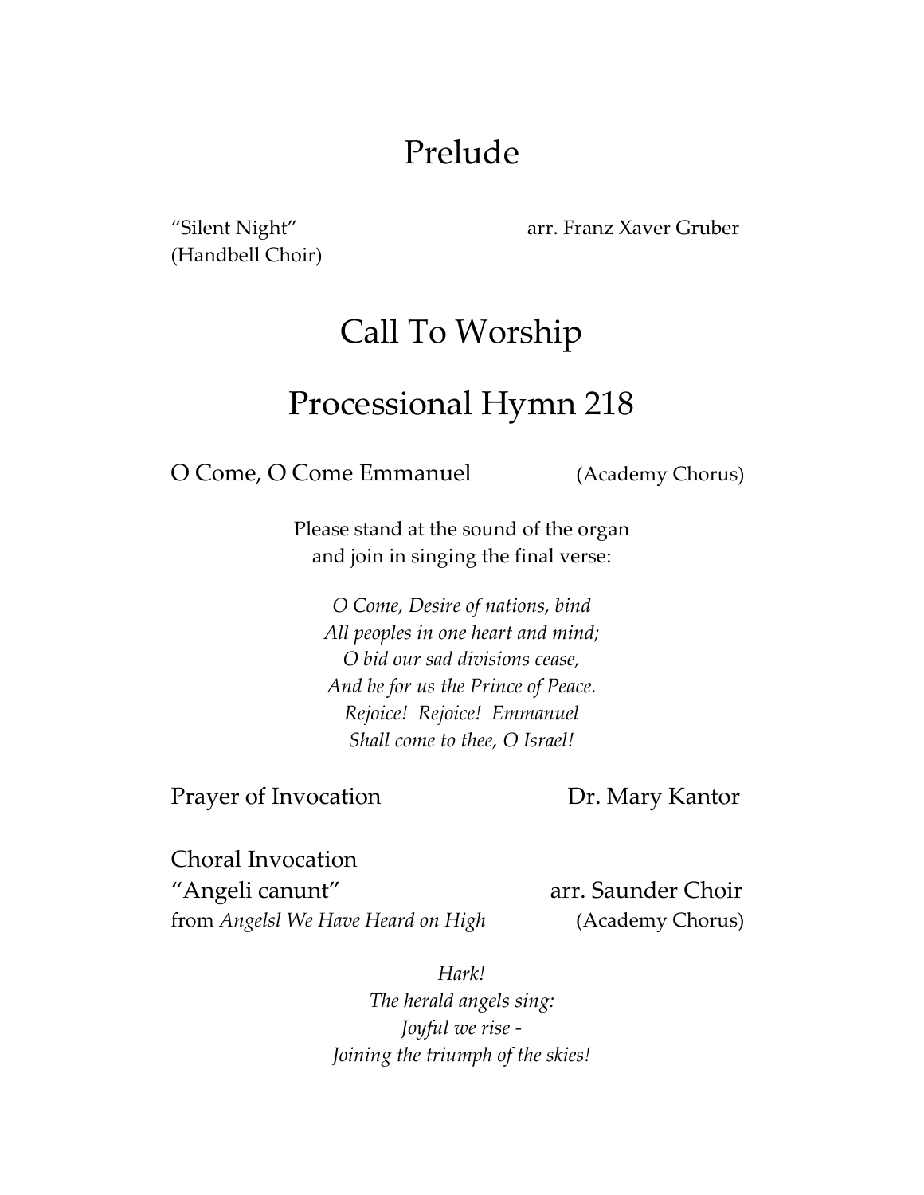# Prelude

"Silent Night" arr. Franz Xaver Gruber
(Handbell Choir)

# Call To Worship

# Processional Hymn 218

O Come, O Come Emmanuel (Academy Chorus)

Please stand at the sound of the organ
and join in singing the final verse:

*O Come, Desire of nations, bind*
*All peoples in one heart and mind;*
*O bid our sad divisions cease,*
*And be for us the Prince of Peace.*
*Rejoice! Rejoice! Emmanuel*
*Shall come to thee, O Israel!*

Prayer of Invocation Dr. Mary Kantor

Choral Invocation
"Angeli canunt" arr. Saunder Choir
from *Angelsl We Have Heard on High* (Academy Chorus)

*Hark!*
*The herald angels sing:*
*Joyful we rise -*
*Joining the triumph of the skies!*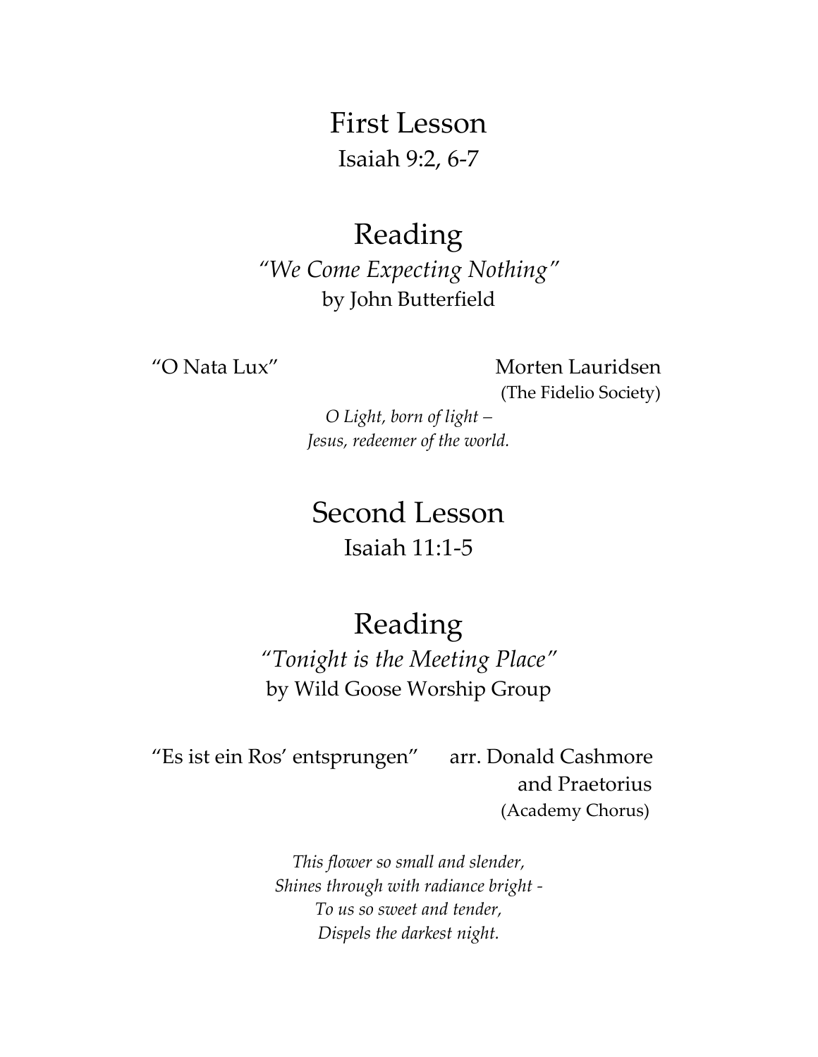## First Lesson

Isaiah 9:2, 6-7

## Reading

*"We Come Expecting Nothing"*

by John Butterfield

"O Nata Lux" Morten Lauridsen

(The Fidelio Society)

*O Light, born of light –*
*Jesus, redeemer of the world.*

## Second Lesson

Isaiah 11:1-5

## Reading

*"Tonight is the Meeting Place"*

by Wild Goose Worship Group

"Es ist ein Ros' entsprungen" arr. Donald Cashmore and Praetorius

(Academy Chorus)

*This flower so small and slender,*
*Shines through with radiance bright -*
*To us so sweet and tender,*
*Dispels the darkest night.*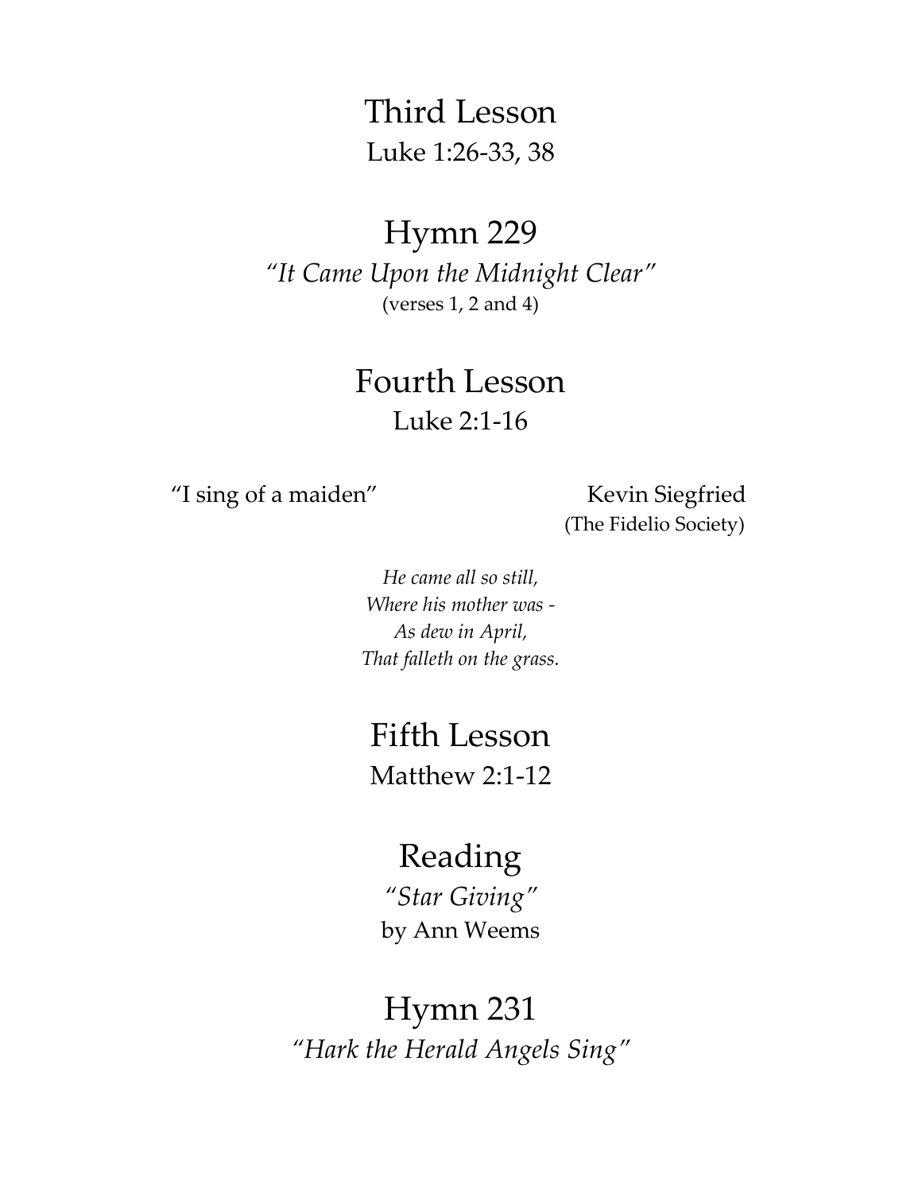## Third Lesson

Luke 1:26-33, 38

## Hymn 229

*"It Came Upon the Midnight Clear"*

(verses 1, 2 and 4)

## Fourth Lesson

Luke 2:1-16

"I sing of a maiden" Kevin Siegfried

(The Fidelio Society)

*He came all so still,*
*Where his mother was -*
*As dew in April,*
*That falleth on the grass.*

## Fifth Lesson

Matthew 2:1-12

## Reading

*"Star Giving"*

by Ann Weems

## Hymn 231

*"Hark the Herald Angels Sing"*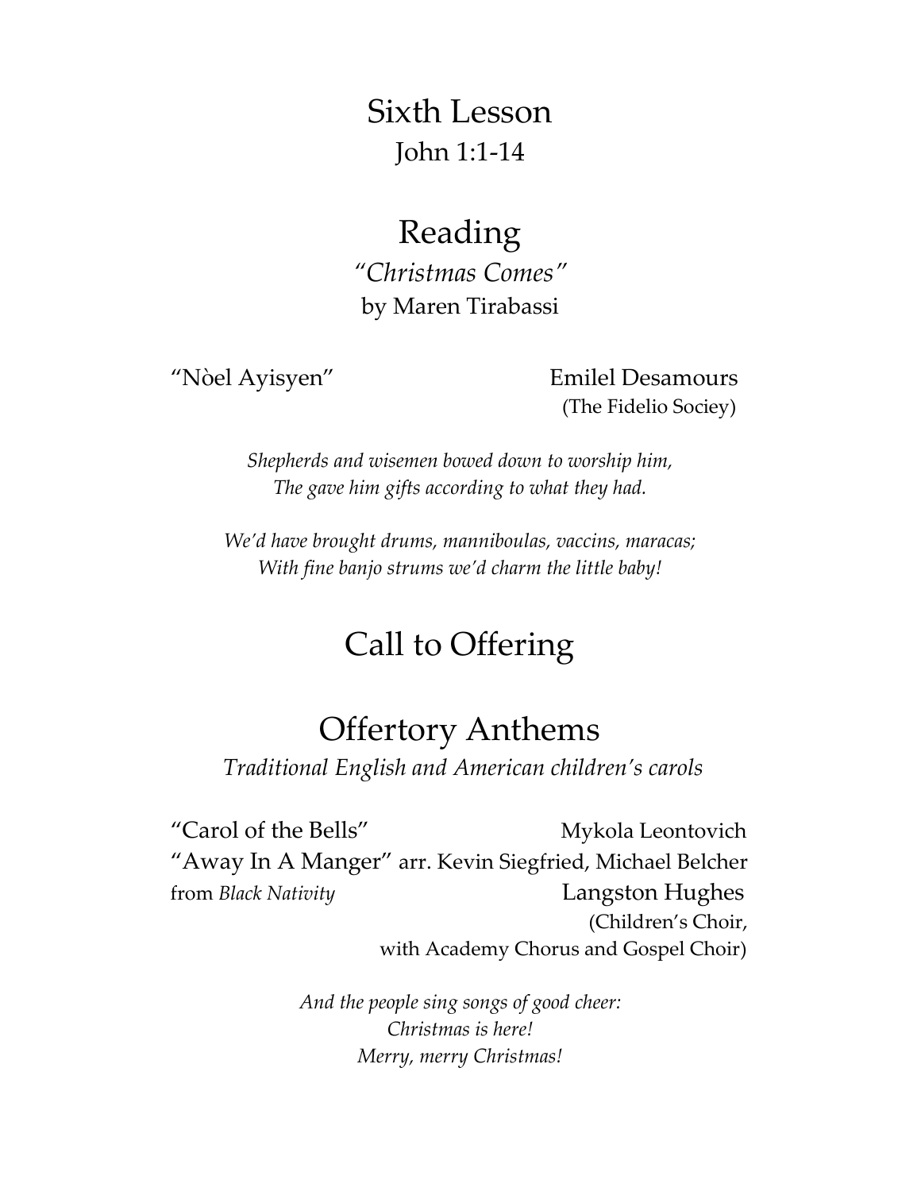# Sixth Lesson

John 1:1-14

# Reading

*"Christmas Comes"*
by Maren Tirabassi

"Nòel Ayisyen" Emilel Desamours
(The Fidelio Sociey)

*Shepherds and wisemen bowed down to worship him,*
*The gave him gifts according to what they had.*

*We'd have brought drums, manniboulas, vaccins, maracas;*
*With fine banjo strums we'd charm the little baby!*

# Call to Offering

# Offertory Anthems

*Traditional English and American children's carols*

"Carol of the Bells" Mykola Leontovich
"Away In A Manger" arr. Kevin Siegfried, Michael Belcher
from *Black Nativity* Langston Hughes
(Children's Choir,
with Academy Chorus and Gospel Choir)

*And the people sing songs of good cheer:*
*Christmas is here!*
*Merry, merry Christmas!*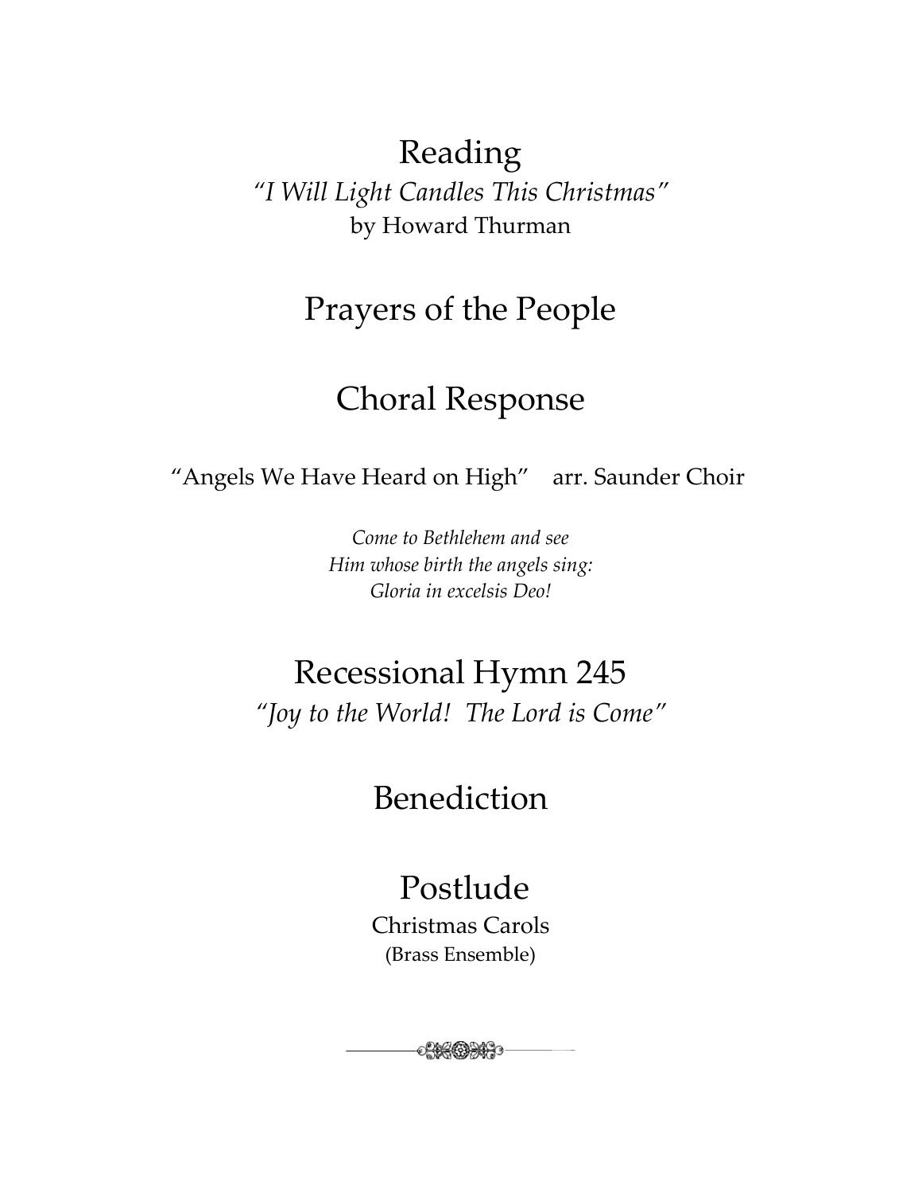## Reading

*"I Will Light Candles This Christmas"*
by Howard Thurman

## Prayers of the People

## Choral Response

"Angels We Have Heard on High" arr. Saunder Choir

*Come to Bethlehem and see*
*Him whose birth the angels sing:*
*Gloria in excelsis Deo!*

## Recessional Hymn 245

*"Joy to the World! The Lord is Come"*

## Benediction

## Postlude

Christmas Carols
(Brass Ensemble)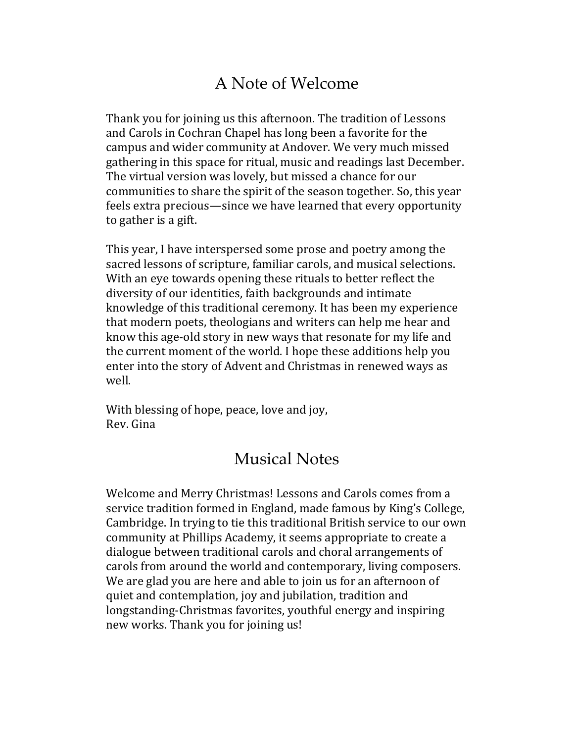## A Note of Welcome

Thank you for joining us this afternoon. The tradition of Lessons and Carols in Cochran Chapel has long been a favorite for the campus and wider community at Andover. We very much missed gathering in this space for ritual, music and readings last December. The virtual version was lovely, but missed a chance for our communities to share the spirit of the season together. So, this year feels extra precious—since we have learned that every opportunity to gather is a gift.

This year, I have interspersed some prose and poetry among the sacred lessons of scripture, familiar carols, and musical selections. With an eye towards opening these rituals to better reflect the diversity of our identities, faith backgrounds and intimate knowledge of this traditional ceremony. It has been my experience that modern poets, theologians and writers can help me hear and know this age-old story in new ways that resonate for my life and the current moment of the world. I hope these additions help you enter into the story of Advent and Christmas in renewed ways as well.

With blessing of hope, peace, love and joy,
Rev. Gina

## Musical Notes

Welcome and Merry Christmas! Lessons and Carols comes from a service tradition formed in England, made famous by King's College, Cambridge. In trying to tie this traditional British service to our own community at Phillips Academy, it seems appropriate to create a dialogue between traditional carols and choral arrangements of carols from around the world and contemporary, living composers. We are glad you are here and able to join us for an afternoon of quiet and contemplation, joy and jubilation, tradition and longstanding-Christmas favorites, youthful energy and inspiring new works. Thank you for joining us!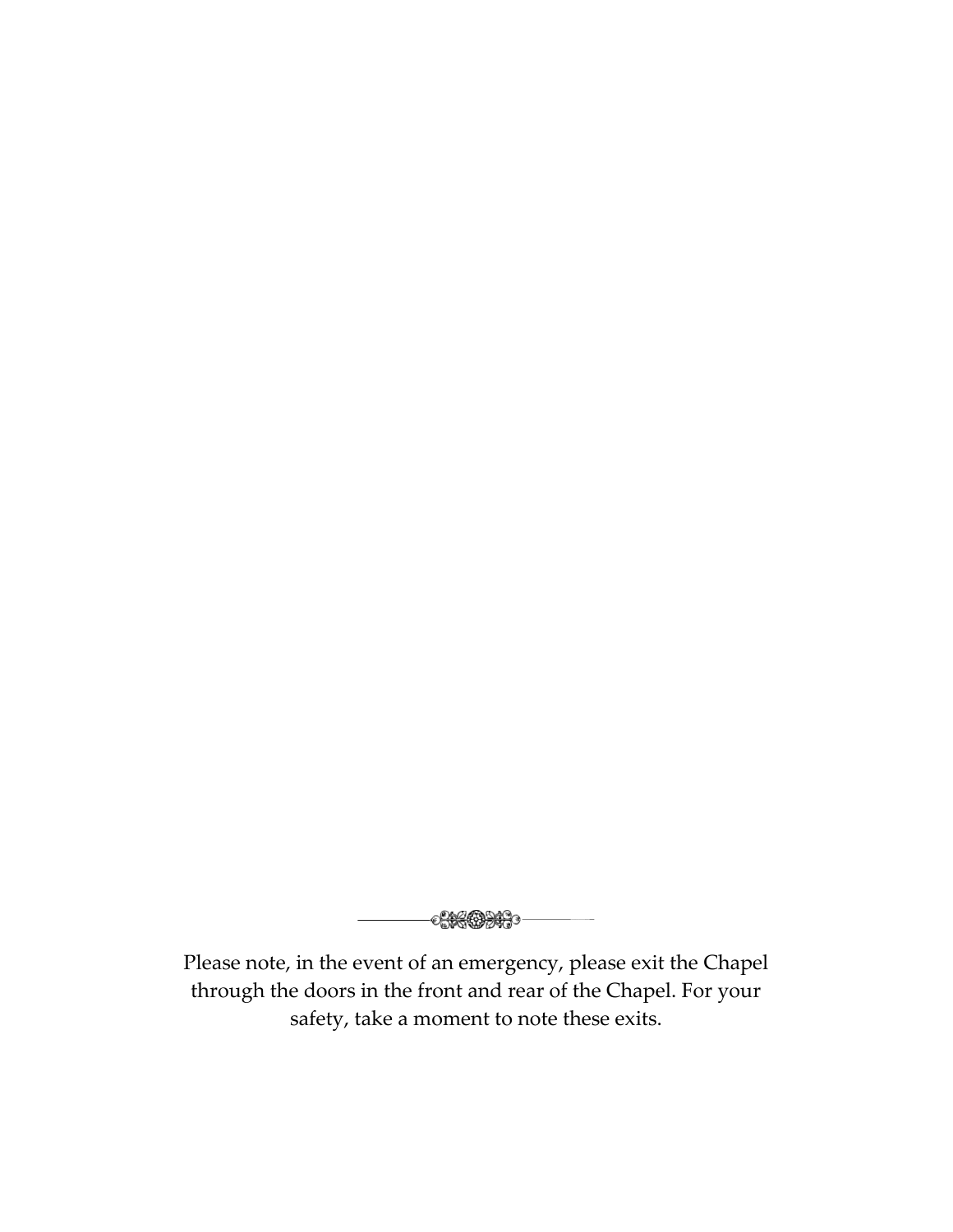Please note, in the event of an emergency, please exit the Chapel through the doors in the front and rear of the Chapel. For your safety, take a moment to note these exits.